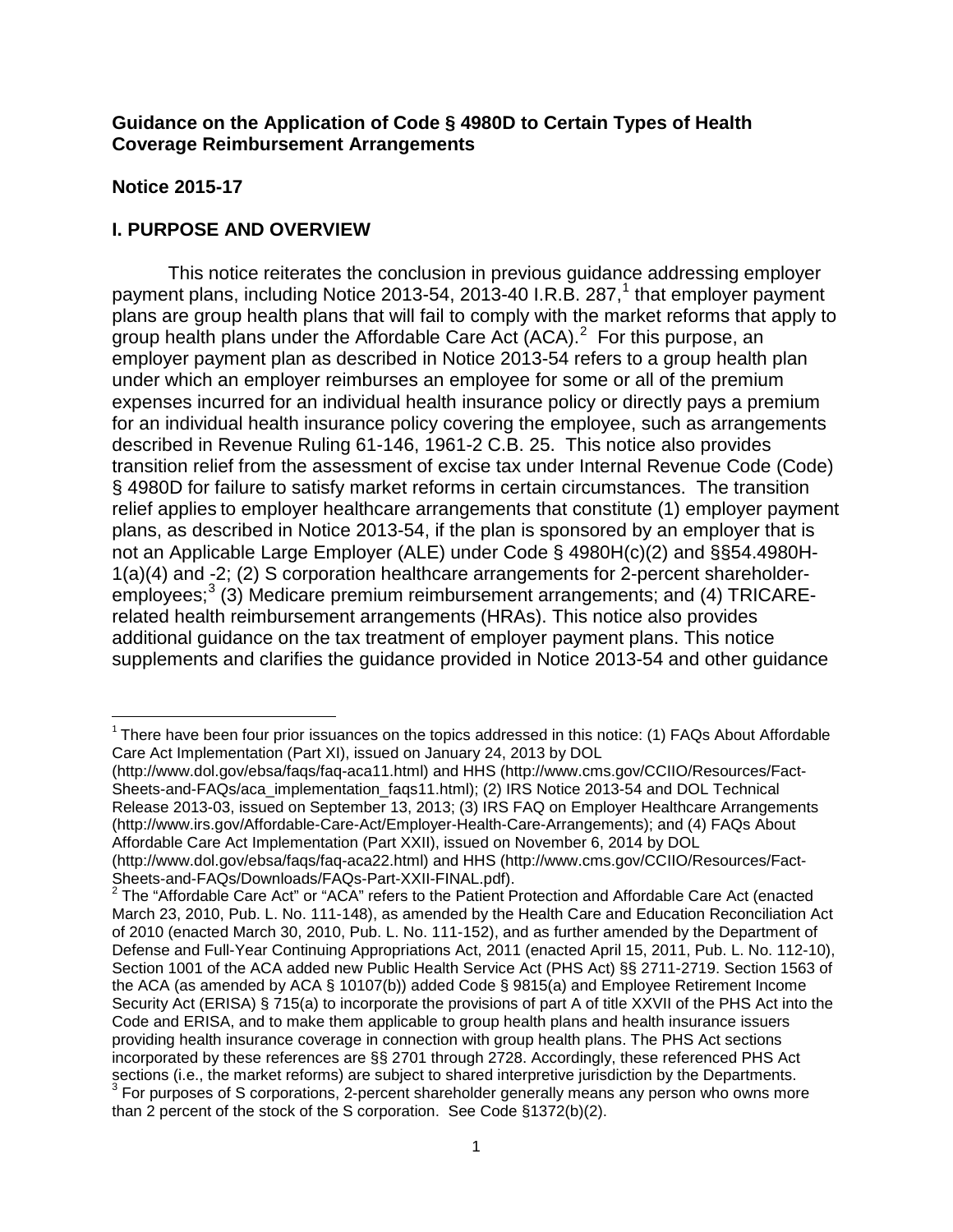**Guidance on the Application of Code § 4980D to Certain Types of Health Coverage Reimbursement Arrangements**

**Notice 2015-17**

## I. PURPOSE AND OVERVIEW

This notice reiterates the conclusion in previous guidance addressing employer payment plans, including Notice 2013-54, 2013-40 I.R.B. 287,[1] that employer payment plans are group health plans that will fail to comply with the market reforms that apply to group health plans under the Affordable Care Act (ACA).[2] For this purpose, an employer payment plan as described in Notice 2013-54 refers to a group health plan under which an employer reimburses an employee for some or all of the premium expenses incurred for an individual health insurance policy or directly pays a premium for an individual health insurance policy covering the employee, such as arrangements described in Revenue Ruling 61-146, 1961-2 C.B. 25. This notice also provides transition relief from the assessment of excise tax under Internal Revenue Code (Code) § 4980D for failure to satisfy market reforms in certain circumstances. The transition relief applies to employer healthcare arrangements that constitute (1) employer payment plans, as described in Notice 2013-54, if the plan is sponsored by an employer that is not an Applicable Large Employer (ALE) under Code § 4980H(c)(2) and §§54.4980H-1(a)(4) and -2; (2) S corporation healthcare arrangements for 2-percent shareholder-employees;[3] (3) Medicare premium reimbursement arrangements; and (4) TRICARE-related health reimbursement arrangements (HRAs). This notice also provides additional guidance on the tax treatment of employer payment plans. This notice supplements and clarifies the guidance provided in Notice 2013-54 and other guidance

---

[1] There have been four prior issuances on the topics addressed in this notice: (1) FAQs About Affordable Care Act Implementation (Part XI), issued on January 24, 2013 by DOL (http://www.dol.gov/ebsa/faqs/faq-aca11.html) and HHS (http://www.cms.gov/CCIIO/Resources/Fact-Sheets-and-FAQs/aca_implementation_faqs11.html); (2) IRS Notice 2013-54 and DOL Technical Release 2013-03, issued on September 13, 2013; (3) IRS FAQ on Employer Healthcare Arrangements (http://www.irs.gov/Affordable-Care-Act/Employer-Health-Care-Arrangements); and (4) FAQs About Affordable Care Act Implementation (Part XXII), issued on November 6, 2014 by DOL (http://www.dol.gov/ebsa/faqs/faq-aca22.html) and HHS (http://www.cms.gov/CCIIO/Resources/Fact-Sheets-and-FAQs/Downloads/FAQs-Part-XXII-FINAL.pdf).

[2] The "Affordable Care Act" or "ACA" refers to the Patient Protection and Affordable Care Act (enacted March 23, 2010, Pub. L. No. 111-148), as amended by the Health Care and Education Reconciliation Act of 2010 (enacted March 30, 2010, Pub. L. No. 111-152), and as further amended by the Department of Defense and Full-Year Continuing Appropriations Act, 2011 (enacted April 15, 2011, Pub. L. No. 112-10), Section 1001 of the ACA added new Public Health Service Act (PHS Act) §§ 2711-2719. Section 1563 of the ACA (as amended by ACA § 10107(b)) added Code § 9815(a) and Employee Retirement Income Security Act (ERISA) § 715(a) to incorporate the provisions of part A of title XXVII of the PHS Act into the Code and ERISA, and to make them applicable to group health plans and health insurance issuers providing health insurance coverage in connection with group health plans. The PHS Act sections incorporated by these references are §§ 2701 through 2728. Accordingly, these referenced PHS Act sections (i.e., the market reforms) are subject to shared interpretive jurisdiction by the Departments.

[3] For purposes of S corporations, 2-percent shareholder generally means any person who owns more than 2 percent of the stock of the S corporation. See Code §1372(b)(2).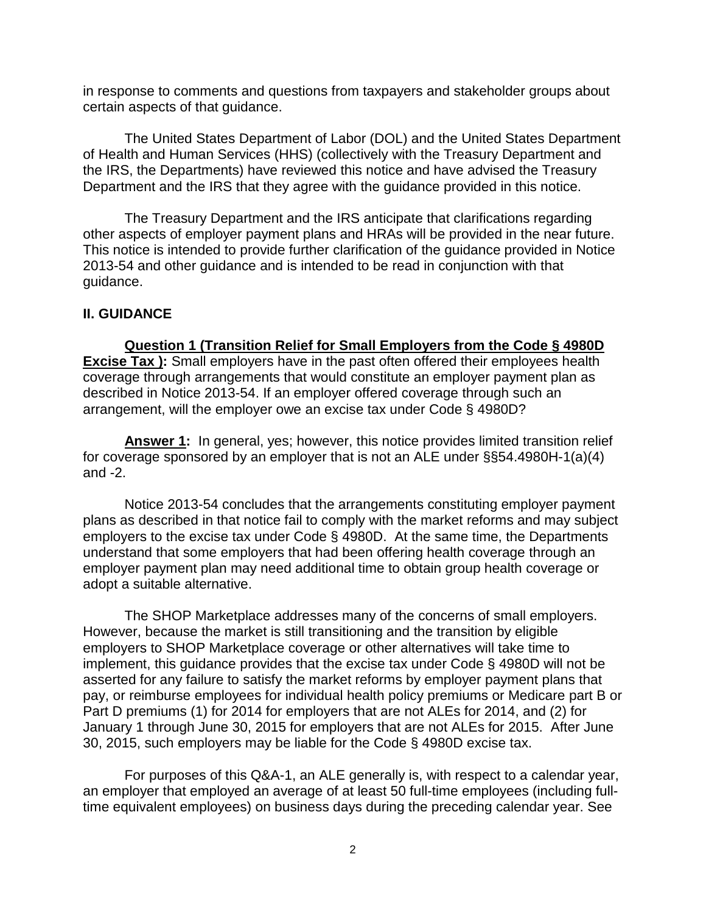in response to comments and questions from taxpayers and stakeholder groups about certain aspects of that guidance.

The United States Department of Labor (DOL) and the United States Department of Health and Human Services (HHS) (collectively with the Treasury Department and the IRS, the Departments) have reviewed this notice and have advised the Treasury Department and the IRS that they agree with the guidance provided in this notice.

The Treasury Department and the IRS anticipate that clarifications regarding other aspects of employer payment plans and HRAs will be provided in the near future. This notice is intended to provide further clarification of the guidance provided in Notice 2013-54 and other guidance and is intended to be read in conjunction with that guidance.

## II. GUIDANCE

**Question 1 (Transition Relief for Small Employers from the Code § 4980D Excise Tax ):** Small employers have in the past often offered their employees health coverage through arrangements that would constitute an employer payment plan as described in Notice 2013-54. If an employer offered coverage through such an arrangement, will the employer owe an excise tax under Code § 4980D?

**Answer 1:** In general, yes; however, this notice provides limited transition relief for coverage sponsored by an employer that is not an ALE under §§54.4980H-1(a)(4) and -2.

Notice 2013-54 concludes that the arrangements constituting employer payment plans as described in that notice fail to comply with the market reforms and may subject employers to the excise tax under Code § 4980D. At the same time, the Departments understand that some employers that had been offering health coverage through an employer payment plan may need additional time to obtain group health coverage or adopt a suitable alternative.

The SHOP Marketplace addresses many of the concerns of small employers. However, because the market is still transitioning and the transition by eligible employers to SHOP Marketplace coverage or other alternatives will take time to implement, this guidance provides that the excise tax under Code § 4980D will not be asserted for any failure to satisfy the market reforms by employer payment plans that pay, or reimburse employees for individual health policy premiums or Medicare part B or Part D premiums (1) for 2014 for employers that are not ALEs for 2014, and (2) for January 1 through June 30, 2015 for employers that are not ALEs for 2015. After June 30, 2015, such employers may be liable for the Code § 4980D excise tax.

For purposes of this Q&A-1, an ALE generally is, with respect to a calendar year, an employer that employed an average of at least 50 full-time employees (including full-time equivalent employees) on business days during the preceding calendar year. See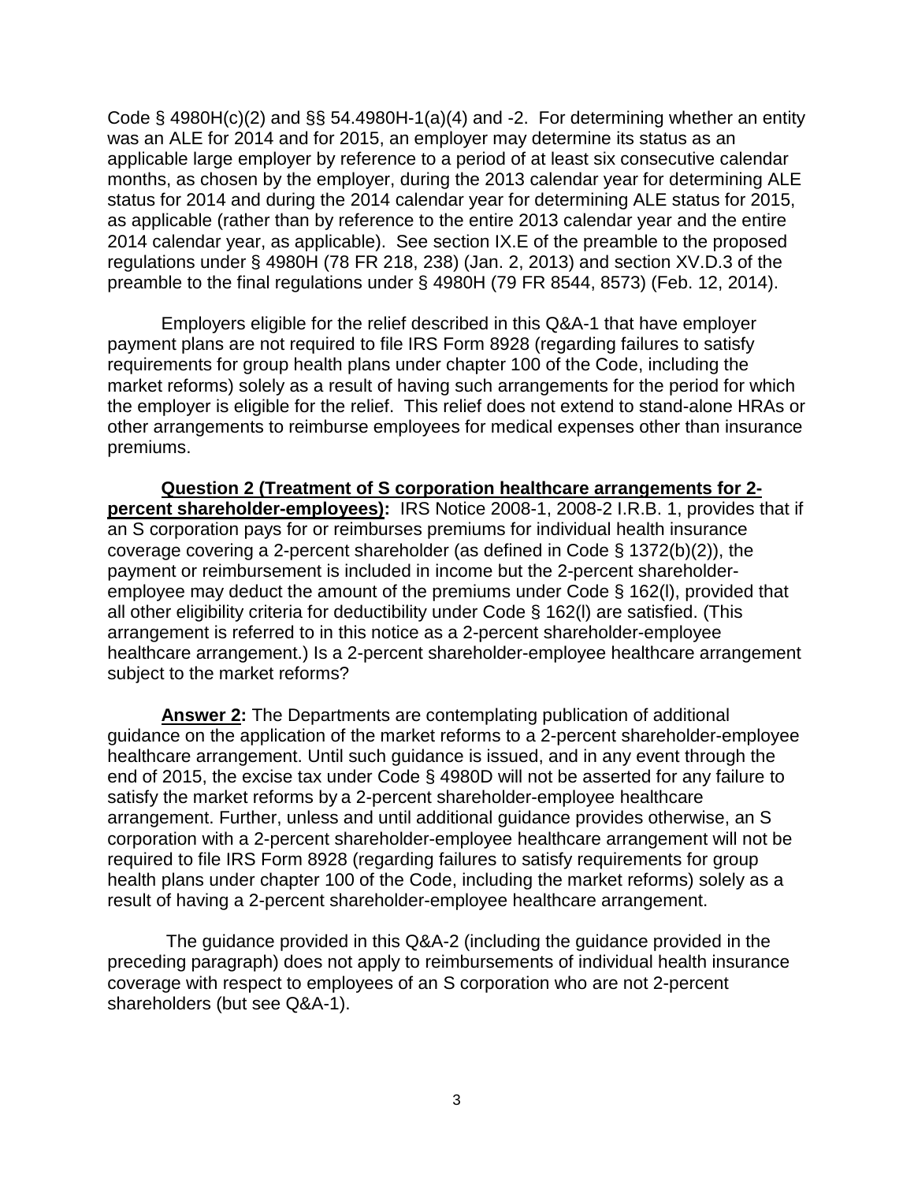Code § 4980H(c)(2) and §§ 54.4980H-1(a)(4) and -2. For determining whether an entity was an ALE for 2014 and for 2015, an employer may determine its status as an applicable large employer by reference to a period of at least six consecutive calendar months, as chosen by the employer, during the 2013 calendar year for determining ALE status for 2014 and during the 2014 calendar year for determining ALE status for 2015, as applicable (rather than by reference to the entire 2013 calendar year and the entire 2014 calendar year, as applicable). See section IX.E of the preamble to the proposed regulations under § 4980H (78 FR 218, 238) (Jan. 2, 2013) and section XV.D.3 of the preamble to the final regulations under § 4980H (79 FR 8544, 8573) (Feb. 12, 2014).

Employers eligible for the relief described in this Q&A-1 that have employer payment plans are not required to file IRS Form 8928 (regarding failures to satisfy requirements for group health plans under chapter 100 of the Code, including the market reforms) solely as a result of having such arrangements for the period for which the employer is eligible for the relief. This relief does not extend to stand-alone HRAs or other arrangements to reimburse employees for medical expenses other than insurance premiums.

**Question 2 (Treatment of S corporation healthcare arrangements for 2-percent shareholder-employees):** IRS Notice 2008-1, 2008-2 I.R.B. 1, provides that if an S corporation pays for or reimburses premiums for individual health insurance coverage covering a 2-percent shareholder (as defined in Code § 1372(b)(2)), the payment or reimbursement is included in income but the 2-percent shareholder-employee may deduct the amount of the premiums under Code § 162(l), provided that all other eligibility criteria for deductibility under Code § 162(l) are satisfied. (This arrangement is referred to in this notice as a 2-percent shareholder-employee healthcare arrangement.) Is a 2-percent shareholder-employee healthcare arrangement subject to the market reforms?

**Answer 2:** The Departments are contemplating publication of additional guidance on the application of the market reforms to a 2-percent shareholder-employee healthcare arrangement. Until such guidance is issued, and in any event through the end of 2015, the excise tax under Code § 4980D will not be asserted for any failure to satisfy the market reforms by a 2-percent shareholder-employee healthcare arrangement. Further, unless and until additional guidance provides otherwise, an S corporation with a 2-percent shareholder-employee healthcare arrangement will not be required to file IRS Form 8928 (regarding failures to satisfy requirements for group health plans under chapter 100 of the Code, including the market reforms) solely as a result of having a 2-percent shareholder-employee healthcare arrangement.

The guidance provided in this Q&A-2 (including the guidance provided in the preceding paragraph) does not apply to reimbursements of individual health insurance coverage with respect to employees of an S corporation who are not 2-percent shareholders (but see Q&A-1).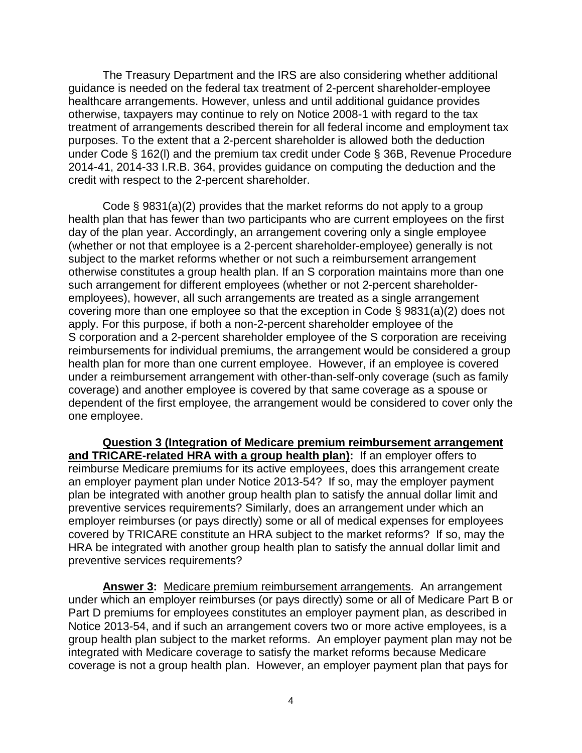The Treasury Department and the IRS are also considering whether additional guidance is needed on the federal tax treatment of 2-percent shareholder-employee healthcare arrangements. However, unless and until additional guidance provides otherwise, taxpayers may continue to rely on Notice 2008-1 with regard to the tax treatment of arrangements described therein for all federal income and employment tax purposes. To the extent that a 2-percent shareholder is allowed both the deduction under Code § 162(l) and the premium tax credit under Code § 36B, Revenue Procedure 2014-41, 2014-33 I.R.B. 364, provides guidance on computing the deduction and the credit with respect to the 2-percent shareholder.

Code § 9831(a)(2) provides that the market reforms do not apply to a group health plan that has fewer than two participants who are current employees on the first day of the plan year. Accordingly, an arrangement covering only a single employee (whether or not that employee is a 2-percent shareholder-employee) generally is not subject to the market reforms whether or not such a reimbursement arrangement otherwise constitutes a group health plan. If an S corporation maintains more than one such arrangement for different employees (whether or not 2-percent shareholder-employees), however, all such arrangements are treated as a single arrangement covering more than one employee so that the exception in Code § 9831(a)(2) does not apply. For this purpose, if both a non-2-percent shareholder employee of the S corporation and a 2-percent shareholder employee of the S corporation are receiving reimbursements for individual premiums, the arrangement would be considered a group health plan for more than one current employee. However, if an employee is covered under a reimbursement arrangement with other-than-self-only coverage (such as family coverage) and another employee is covered by that same coverage as a spouse or dependent of the first employee, the arrangement would be considered to cover only the one employee.

**Question 3 (Integration of Medicare premium reimbursement arrangement and TRICARE-related HRA with a group health plan):** If an employer offers to reimburse Medicare premiums for its active employees, does this arrangement create an employer payment plan under Notice 2013-54? If so, may the employer payment plan be integrated with another group health plan to satisfy the annual dollar limit and preventive services requirements? Similarly, does an arrangement under which an employer reimburses (or pays directly) some or all of medical expenses for employees covered by TRICARE constitute an HRA subject to the market reforms? If so, may the HRA be integrated with another group health plan to satisfy the annual dollar limit and preventive services requirements?

**Answer 3:** Medicare premium reimbursement arrangements. An arrangement under which an employer reimburses (or pays directly) some or all of Medicare Part B or Part D premiums for employees constitutes an employer payment plan, as described in Notice 2013-54, and if such an arrangement covers two or more active employees, is a group health plan subject to the market reforms. An employer payment plan may not be integrated with Medicare coverage to satisfy the market reforms because Medicare coverage is not a group health plan. However, an employer payment plan that pays for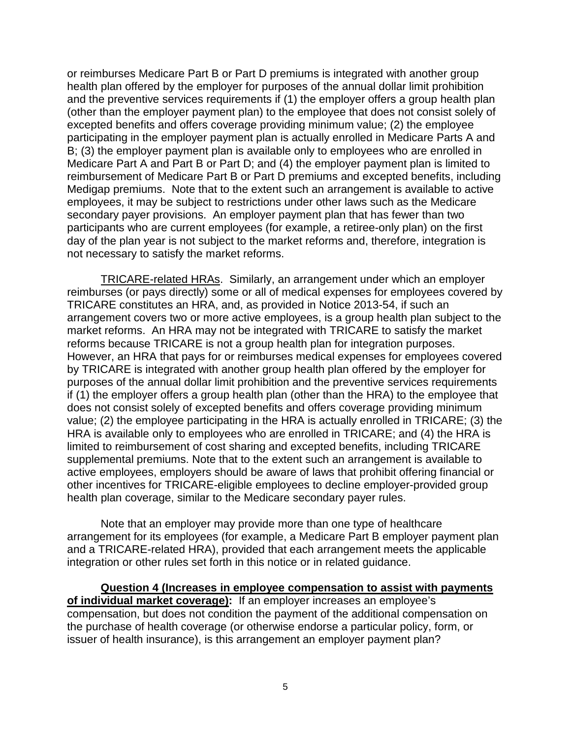or reimburses Medicare Part B or Part D premiums is integrated with another group health plan offered by the employer for purposes of the annual dollar limit prohibition and the preventive services requirements if (1) the employer offers a group health plan (other than the employer payment plan) to the employee that does not consist solely of excepted benefits and offers coverage providing minimum value; (2) the employee participating in the employer payment plan is actually enrolled in Medicare Parts A and B; (3) the employer payment plan is available only to employees who are enrolled in Medicare Part A and Part B or Part D; and (4) the employer payment plan is limited to reimbursement of Medicare Part B or Part D premiums and excepted benefits, including Medigap premiums. Note that to the extent such an arrangement is available to active employees, it may be subject to restrictions under other laws such as the Medicare secondary payer provisions. An employer payment plan that has fewer than two participants who are current employees (for example, a retiree-only plan) on the first day of the plan year is not subject to the market reforms and, therefore, integration is not necessary to satisfy the market reforms.

TRICARE-related HRAs. Similarly, an arrangement under which an employer reimburses (or pays directly) some or all of medical expenses for employees covered by TRICARE constitutes an HRA, and, as provided in Notice 2013-54, if such an arrangement covers two or more active employees, is a group health plan subject to the market reforms. An HRA may not be integrated with TRICARE to satisfy the market reforms because TRICARE is not a group health plan for integration purposes. However, an HRA that pays for or reimburses medical expenses for employees covered by TRICARE is integrated with another group health plan offered by the employer for purposes of the annual dollar limit prohibition and the preventive services requirements if (1) the employer offers a group health plan (other than the HRA) to the employee that does not consist solely of excepted benefits and offers coverage providing minimum value; (2) the employee participating in the HRA is actually enrolled in TRICARE; (3) the HRA is available only to employees who are enrolled in TRICARE; and (4) the HRA is limited to reimbursement of cost sharing and excepted benefits, including TRICARE supplemental premiums. Note that to the extent such an arrangement is available to active employees, employers should be aware of laws that prohibit offering financial or other incentives for TRICARE-eligible employees to decline employer-provided group health plan coverage, similar to the Medicare secondary payer rules.

Note that an employer may provide more than one type of healthcare arrangement for its employees (for example, a Medicare Part B employer payment plan and a TRICARE-related HRA), provided that each arrangement meets the applicable integration or other rules set forth in this notice or in related guidance.

**Question 4 (Increases in employee compensation to assist with payments of individual market coverage):** If an employer increases an employee's compensation, but does not condition the payment of the additional compensation on the purchase of health coverage (or otherwise endorse a particular policy, form, or issuer of health insurance), is this arrangement an employer payment plan?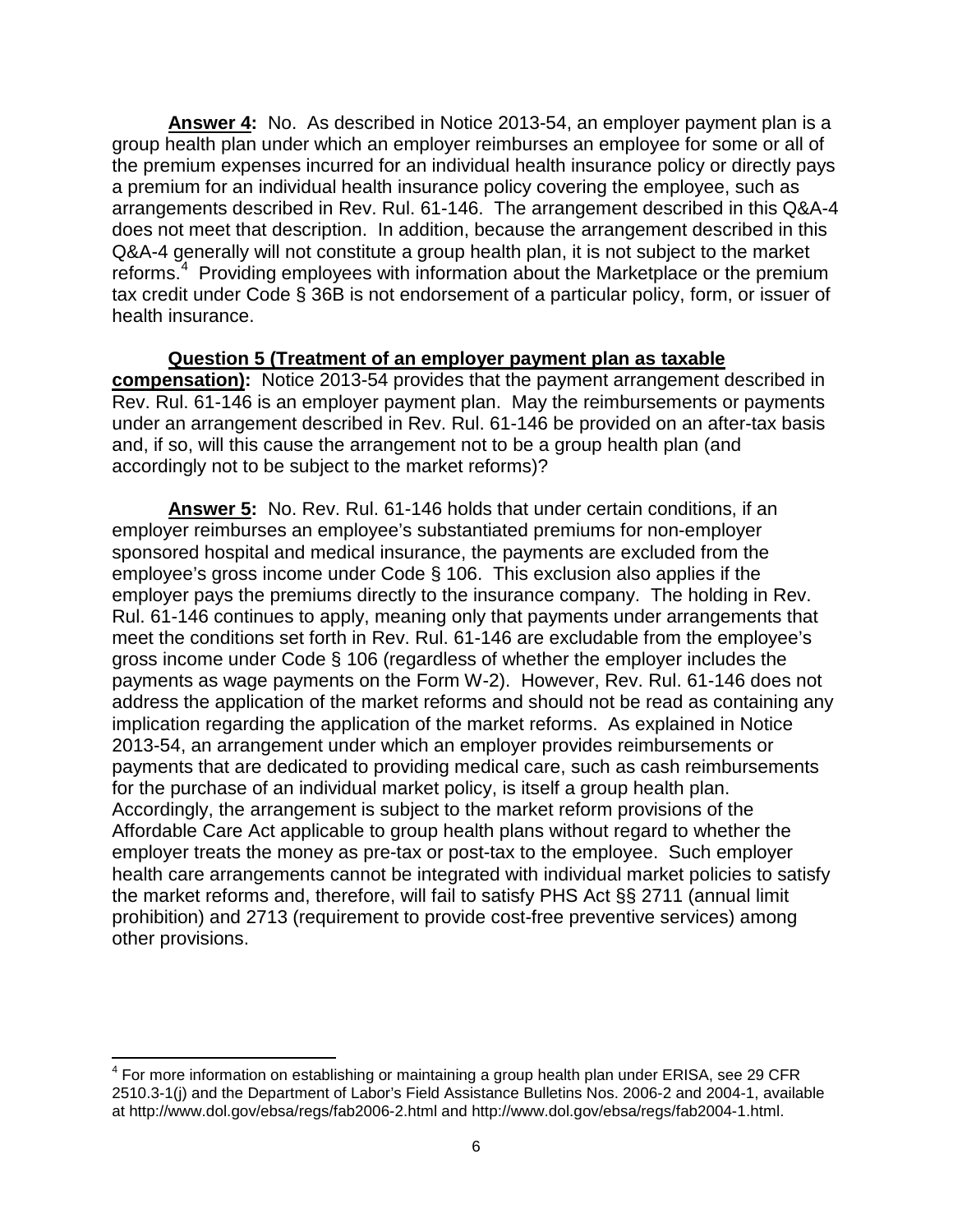**Answer 4:** No. As described in Notice 2013-54, an employer payment plan is a group health plan under which an employer reimburses an employee for some or all of the premium expenses incurred for an individual health insurance policy or directly pays a premium for an individual health insurance policy covering the employee, such as arrangements described in Rev. Rul. 61-146. The arrangement described in this Q&A-4 does not meet that description. In addition, because the arrangement described in this Q&A-4 generally will not constitute a group health plan, it is not subject to the market reforms.[4] Providing employees with information about the Marketplace or the premium tax credit under Code § 36B is not endorsement of a particular policy, form, or issuer of health insurance.

**Question 5 (Treatment of an employer payment plan as taxable compensation):** Notice 2013-54 provides that the payment arrangement described in Rev. Rul. 61-146 is an employer payment plan. May the reimbursements or payments under an arrangement described in Rev. Rul. 61-146 be provided on an after-tax basis and, if so, will this cause the arrangement not to be a group health plan (and accordingly not to be subject to the market reforms)?

**Answer 5:** No. Rev. Rul. 61-146 holds that under certain conditions, if an employer reimburses an employee's substantiated premiums for non-employer sponsored hospital and medical insurance, the payments are excluded from the employee's gross income under Code § 106. This exclusion also applies if the employer pays the premiums directly to the insurance company. The holding in Rev. Rul. 61-146 continues to apply, meaning only that payments under arrangements that meet the conditions set forth in Rev. Rul. 61-146 are excludable from the employee's gross income under Code § 106 (regardless of whether the employer includes the payments as wage payments on the Form W-2). However, Rev. Rul. 61-146 does not address the application of the market reforms and should not be read as containing any implication regarding the application of the market reforms. As explained in Notice 2013-54, an arrangement under which an employer provides reimbursements or payments that are dedicated to providing medical care, such as cash reimbursements for the purchase of an individual market policy, is itself a group health plan. Accordingly, the arrangement is subject to the market reform provisions of the Affordable Care Act applicable to group health plans without regard to whether the employer treats the money as pre-tax or post-tax to the employee. Such employer health care arrangements cannot be integrated with individual market policies to satisfy the market reforms and, therefore, will fail to satisfy PHS Act §§ 2711 (annual limit prohibition) and 2713 (requirement to provide cost-free preventive services) among other provisions.

---

[4] For more information on establishing or maintaining a group health plan under ERISA, see 29 CFR 2510.3-1(j) and the Department of Labor's Field Assistance Bulletins Nos. 2006-2 and 2004-1, available at http://www.dol.gov/ebsa/regs/fab2006-2.html and http://www.dol.gov/ebsa/regs/fab2004-1.html.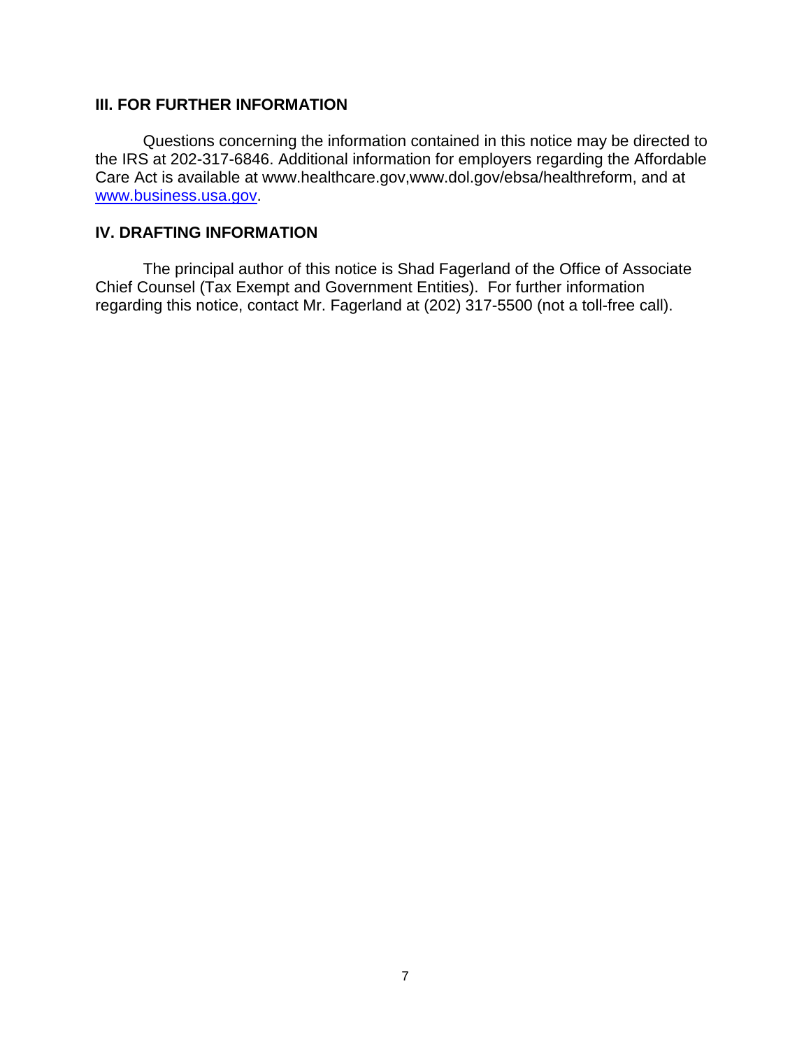## III. FOR FURTHER INFORMATION

Questions concerning the information contained in this notice may be directed to the IRS at 202-317-6846. Additional information for employers regarding the Affordable Care Act is available at www.healthcare.gov,www.dol.gov/ebsa/healthreform, and at www.business.usa.gov.

## IV. DRAFTING INFORMATION

The principal author of this notice is Shad Fagerland of the Office of Associate Chief Counsel (Tax Exempt and Government Entities). For further information regarding this notice, contact Mr. Fagerland at (202) 317-5500 (not a toll-free call).